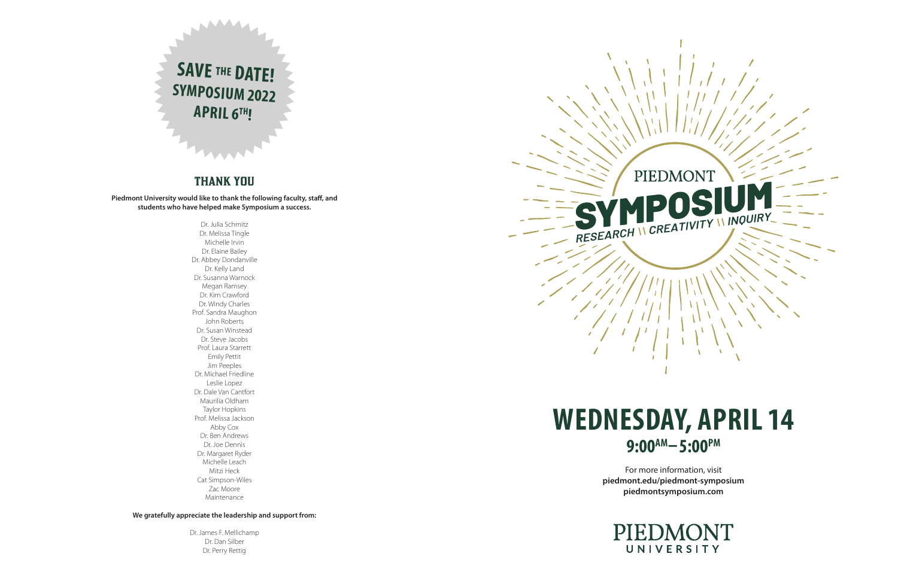**SAVE THE DATE!**
**SYMPOSIUM 2022**
**APRIL 6TH!**

## THANK YOU

**Piedmont University would like to thank the following faculty, staff, and students who have helped make Symposium a success.**

Dr. Julia Schmitz
Dr. Melissa Tingle
Michelle Irvin
Dr. Elaine Bailey
Dr. Abbey Dondanville
Dr. Kelly Land
Dr. Susanna Warnock
Megan Ramsey
Dr. Kim Crawford
Dr. Windy Charles
Prof. Sandra Maughon
John Roberts
Dr. Susan Winstead
Dr. Steve Jacobs
Prof. Laura Starrett
Emily Pettit
Jim Peeples
Dr. Michael Friedline
Leslie Lopez
Dr. Dale Van Cantfort
Maurilia Oldham
Taylor Hopkins
Prof. Melissa Jackson
Abby Cox
Dr. Ben Andrews
Dr. Joe Dennis
Dr. Margaret Ryder
Michelle Leach
Mitzi Heck
Cat Simpson-Wiles
Zac Moore
Maintenance

**We gratefully appreciate the leadership and support from:**

Dr. James F. Mellichamp
Dr. Dan Silber
Dr. Perry Rettig

PIEDMONT

# SYMPOSIUM

*RESEARCH \\ CREATIVITY \\ INQUIRY*

# WEDNESDAY, APRIL 14

## 9:00AM – 5:00PM

For more information, visit
**piedmont.edu/piedmont-symposium**
**piedmontsymposium.com**

PIEDMONT
UNIVERSITY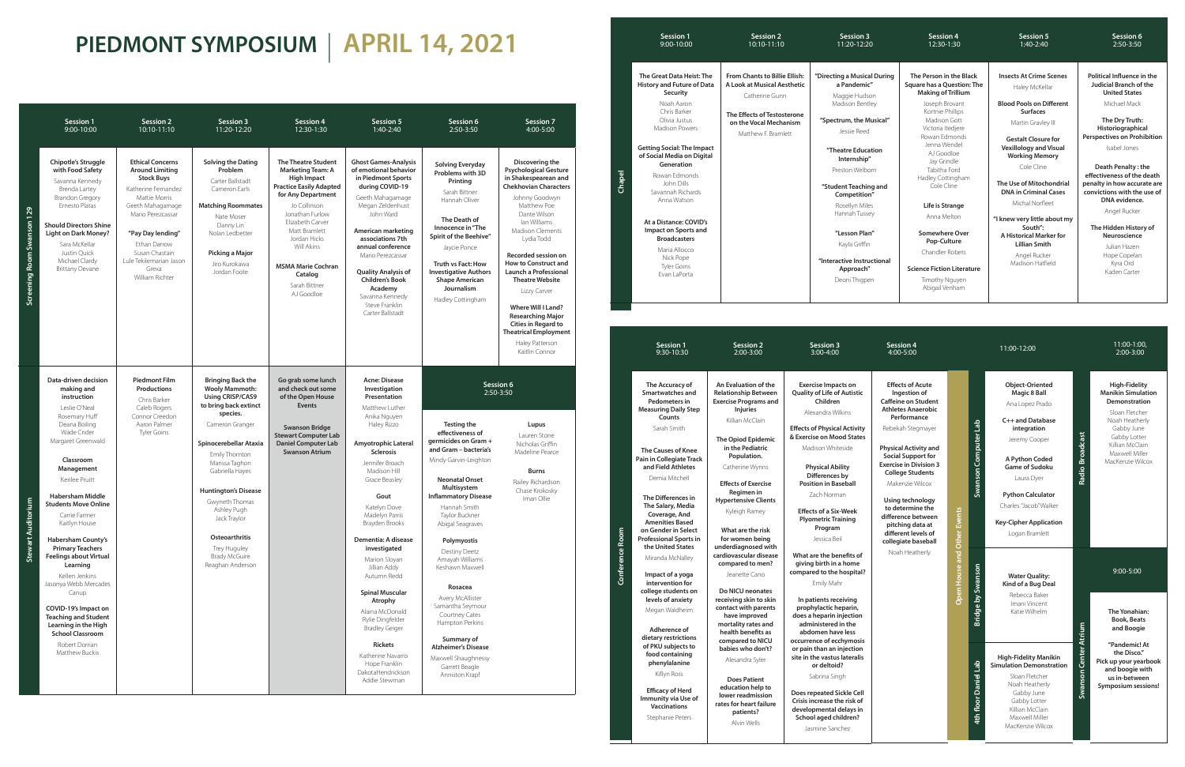# PIEDMONT SYMPOSIUM | APRIL 14, 2021

## Screening Room Swanson 129

| Session 1 9:00-10:00 | Session 2 10:10-11:10 | Session 3 11:20-12:20 | Session 4 12:30-1:30 | Session 5 1:40-2:40 | Session 6 2:50-3:50 | Session 7 4:00-5:00 |
|---|---|---|---|---|---|---|
| **Chipotle's Struggle with Food Safety** Savanna Kennedy, Brenda Lartey, Brandon Gregory, Ernesto Platas<br><br>**Should Directors Shine Light on Dark Money?** Sara McKellar, Justin Quick, Michael Clardy, Brittany Devane | **Ethical Concerns Around Limiting Stock Buys** Katherine Fernandez, Mattie Morris, Geeth Mahagamage, Mario Perezcassar<br><br>**"Pay Day lending"** Ethan Darrow, Susan Chastain, Lule Tekilemarian Jason Grexa, William Richter | **Solving the Dating Problem** Carter Ballstadt, Cameron Earls<br><br>**Matching Roommates** Nate Moser, Danny Lin, Nolan Ledbetter<br><br>**Picking a Major** Jiro Kurokawa, Jordan Foote | **The Theatre Student Marketing Team: A High Impact Practice Easily Adapted for Any Department** Jo Collinson, Jonathan Furlow, Elizabeth Carver, Matt Bramlett, Jordan Hicks, Will Akins<br><br>**MSMA Marie Cochran Catalog** Sarah Bittner, AJ Goodloe | **Ghost Games-Analysis of emotional behavior in Piedmont Sports during COVID-19** Geeth Mahagamage, Megan Zeldenhust, John Ward<br><br>**American marketing associations 7th annual conference** Mario Perezcassar<br><br>**Quality Analysis of Children's Book Academy** Savanna Kennedy, Steve Franklin, Carter Ballstadt | **Solving Everyday Problems with 3D Printing** Sarah Bittner, Hannah Oliver<br><br>**The Death of Innocence in "The Spirit of the Beehive"** Jaycie Ponce<br><br>**Truth vs Fact: How Investigative Authors Shape American Journalism** Hadley Cottingham | **Discovering the Psychological Gesture in Shakespearean and Chekhovian Characters** Johnny Goodwyn, Matthew Poe, Dante Wilson, Ian Williams, Madison Clements, Lydia Todd<br><br>**Recorded session on How to Construct and Launch a Professional Theatre Website** Lizzy Carver<br><br>**Where Will I Land? Researching Major Cities in Regard to Theatrical Employment** Haley Patterson, Kaitlin Connor |

## Stewart Auditorium

| Session 1 9:00-10:00 | Session 2 10:10-11:10 | Session 3 11:20-12:20 | Session 4 12:30-1:30 | Session 5 1:40-2:40 | Session 6 2:50-3:50 | |
|---|---|---|---|---|---|---|
| **Data-driven decision making and instruction** Leslie O'Neal, Rosemary Huff, Deana Boiling, Wade Crider, Margaret Greenwald<br><br>**Classroom Management** Kenlee Pruitt<br><br>**Habersham Middle Students Move Online** Carrie Farmer, Kaitlyn House<br><br>**Habersham County's Primary Teachers Feelings about Virtual Learning** Kellen Jenkins, Jasonya Webb Mercades Canup<br><br>**COVID-19's Impact on Teaching and Student Learning in the High School Classroom** Robert Dorrian, Matthew Buckis | **Piedmont Film Productions** Chris Barker, Caleb Rogers, Connor Creedon, Aaron Palmer, Tyler Goins | **Bringing Back the Wooly Mammoth: Using CRISP/CAS9 to bring back extinct species.** Cameron Granger<br><br>**Spinocerebellar Ataxia** Emily Thornton, Marissa Taghon, Gabriella Hayes<br><br>**Huntington's Disease** Gwyneth Thomas, Ashley Pugh, Jack Traylor<br><br>**Osteoarthritis** Trey Huguley, Brady McGuire, Reaghan Anderson | **Go grab some lunch and check out some of the Open House Events**<br><br>**Swanson Bridge**<br>**Stewart Computer Lab**<br>**Daniel Computer Lab**<br>**Swanson Atrium** | **Acne: Disease Investigation Presentation** Matthew Luther, Anika Nguyen, Haley Rizzo<br><br>**Amyotrophic Lateral Sclerosis** Jennifer Broach, Madison Hill, Grace Beasley<br><br>**Gout** Katelyn Dove, Madelyn Parris, Brayden Brooks<br><br>**Dementia: A disease investigated** Marion Sloyan, Jillian Addy, Autumn Redd<br><br>**Spinal Muscular Atrophy** Alaina McDonald, Rylie Dingfelder, Bradley Geiger<br><br>**Rickets** Katherine Navarro, Hope Franklin, DakotaHendrickson, Addie Stewman | **Testing the effectiveness of germicides on Gram + and Gram – bacteria's** Mindy Garvin-Leighton<br><br>**Neonatal Onset Multisystem Inflammatory Disease** Hannah Smith, Taylor Buckner, Abigal Seagraves<br><br>**Polymyositis** Destiny Deetz, Amayah Williams, Keshawn Maxwell<br><br>**Rosacea** Avery McAllister, Samantha Seymour, Courtney Cates, Hampton Perkins<br><br>**Summary of Alzheimer's Disease** Maxwell Shaughnessy, Garrett Beagle, Anniston Krapf | **Lupus** Lauren Stone, Nicholas Griffin, Madeline Pearce<br><br>**Burns** Railey Richardson, Chase Krokosky, Iman Ollie |

## Chapel

| Session 1 9:00-10:00 | Session 2 10:10-11:10 | Session 3 11:20-12:20 | Session 4 12:30-1:30 | Session 5 1:40-2:40 | Session 6 2:50-3:50 |
|---|---|---|---|---|---|
| **The Great Data Heist: The History and Future of Data Security** Noah Aaron, Chris Barker, Olivia Justus, Madison Powers<br><br>**Getting Social: The Impact of Social Media on Digital Generation** Rowan Edmonds, John Dills, Savannah Richards, Anna Watson<br><br>**At a Distance: COVID's Impact on Sports and Broadcasters** Maria Allocco, Nick Pope, Tyler Goins, Evan LaPorta | **From Chants to Billie Ellish: A Look at Musical Aesthetic** Catherine Gunn<br><br>**The Effects of Testosterone on the Vocal Mechanism** Matthew F. Bramlett | **"Directing a Musical During a Pandemic"** Maggie Hudson, Madison Bentley<br><br>**"Spectrum, the Musical"** Jessie Reed<br><br>**"Theatre Education Internship"** Preston Welborn<br><br>**"Student Teaching and Speech Competition"** Rosellyn Miles, Hannah Tussey<br><br>**"Lesson Plan"** Kayla Griffin<br><br>**"Interactive Instructional Approach"** Deoni Thigpen | **The Person in the Black Square has a Question: The Making of Trillium** Joseph Brovant, Kortnie Phillips, Madison Gott, Victoria Itedjere, Rowan Edmonds, Jenna Wendel, AJ Goodloe, Jay Grindle, Tabitha Ford, Hadley Cottingham, Cole Cline<br><br>**Life is Strange** Anna Melton<br><br>**Somewhere Over Pop-Culture** Chandler Robets<br><br>**Science Fiction Literature** Timothy Nguyen, Abigail Venham | **Insects At Crime Scenes** Haley McKellar<br><br>**Blood Pools on Different Surfaces** Martin Gravley III<br><br>**Gestalt Closure for Vexillology and Visual Working Memory** Cole Cline<br><br>**The Use of Mitochondrial DNA in Criminal Cases** Michal Norfleet<br><br>**"I knew very little about my South": A Historical Marker for Lillian Smith** Angel Rucker, Madison Hatfield | **Political Influence in the Judicial Branch of the United States** Michael Mack<br><br>**The Dry Truth: Historiographical Perspectives on Prohibition** Isabel Jones<br><br>**Death Penalty: the effectiveness of the death penalty in how accurate are convictions with the use of DNA evidence.** Angel Rucker<br><br>**The Hidden History of Neuroscience** Julian Hazen, Hope Copelan, Kyra Ord, Kaden Carter |

## Conference Room

| Session 1 9:30-10:30 | Session 2 2:00-3:00 | Session 3 3:00-4:00 | Session 4 4:00-5:00 |
|---|---|---|---|
| **The Accuracy of Smartwatches and Pedometers in Measuring Daily Step Counts** Sarah Smith<br><br>**The Causes of Knee Pain in Collegiate Track and Field Athletes** Demia Mitchell<br><br>**The Differences in The Salary, Media Coverage, And Amenities Based on Gender in Select Professional Sports in the United States** Miranda McNalley<br><br>**Impact of a yoga intervention for college students on levels of anxiety** Megan Waldheim<br><br>**Adherence of dietary restrictions of PKU subjects to food containing phenylalanine** Kiflyn Ross<br><br>**Efficacy of Herd Immunity via Use of Vaccinations** Stephanie Peters | **An Evaluation of the Relationship Between Exercise Programs and Injuries** Killian McClain<br><br>**The Opiod Epidemic in the Pediatric Population.** Catherine Wynns<br><br>**Effects of Exercise Regimen in Hypertensive Clients** Kyleigh Ramey<br><br>**What are the risk for women being underdiagnosed with cardiovascular disease compared to men?** Jeanette Cano<br><br>**Do NICU neonates receiving skin to skin contact with parents have improved mortality rates and health benefits as compared to NICU babies who don't?** Alesandra Syler<br><br>**Does Patient education help to lower readmission rates for heart failure patients?** Alvin Wells | **Exercise Impacts on Quality of Life of Autistic Children** Alexandra Wilkins<br><br>**Effects of Physical Activity & Exercise on Mood States** Madison Whiteside<br><br>**Physical Ability Differences by Position in Baseball** Zach Norman<br><br>**Effects of a Six-Week Plyometric Training Program** Jessica Beil<br><br>**What are the benefits of giving birth in a home compared to the hospital?** Emily Mahr<br><br>**In patients receiving prophylactic heparin, does a heparin injection administered in the abdomen have less occurrence of ecchymosis or pain than an injection site in the vastus lateralis or deltoid?** Sabrina Singh<br><br>**Does repeated Sickle Cell Crisis increase the risk of developmental delays in School aged children?** Jasmine Sanchez | **Effects of Acute Ingestion of Caffeine on Student Athletes Anaerobic Performance** Rebekah Stegmayer<br><br>**Physical Activity and Social Support for Exercise in Division 3 College Students** Makenzie Wilcox<br><br>**Using technology to determine the difference between pitching data at different levels of collegiate baseball** Noah Heatherly |

## Open House and Other Events

**Swanson Computer Lab — 11:00-12:00**

**Object-Oriented Magic 8 Ball** Ana Lopez Prado

**C++ and Database integration** Jeremy Cooper

**A Python Coded Game of Sudoku** Laura Dyer

**Python Calculator** Charles "Jacob" Walker

**Key-Cipher Application** Logan Bramlett

**Bridge by Swanson**

**Water Quality: Kind of a Bug Deal** Rebecca Baker, Imani Vincent, Katie Wilhelm

**4th floor Daniel Lab**

**High-Fidelity Manikin Simulation Demonstration** Sloan Fletcher, Noah Heatherly, Gabby June, Gabby Lotter, Killian McClain, Maxwell Miller, MacKenzie Wilcox

**Radio Broadcast — 11:00-1:00, 2:00-3:00**

**High-Fidelity Manikin Simulation Demonstration** Sloan Fletcher, Noah Heatherly, Gabby June, Gabby Lotter, Killian McClain, Maxwell Miller, MacKenzie Wilcox

**Swanson Center Atrium — 9:00-5:00**

**The Yonahian: Book, Beats and Boogie**

**"Pandemic! At the Disco." Pick up your yearbook and boogie with us in-between Symposium sessions!**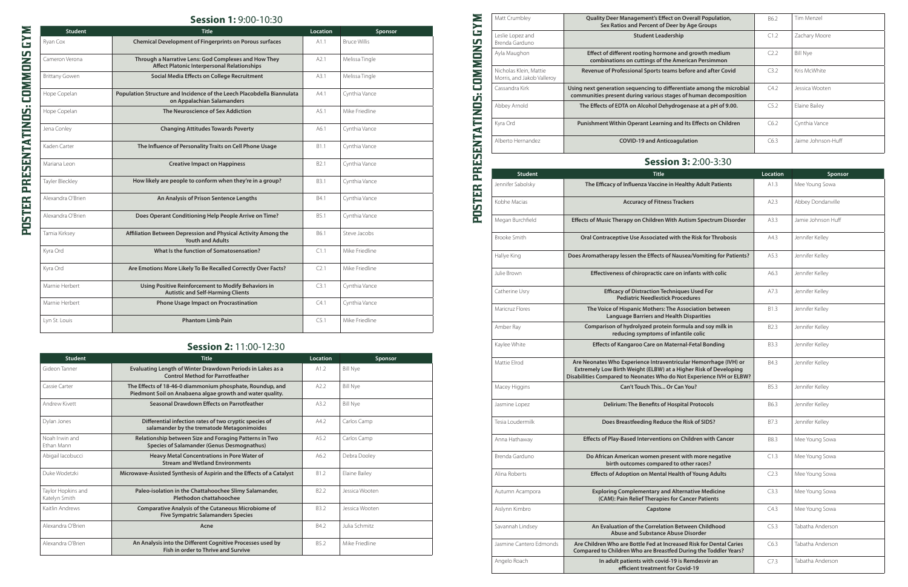# POSTER PRESENTATIONS: COMMONS GYM

## Session 1: 9:00-10:30

| Student | Title | Location | Sponsor |
|---|---|---|---|
| Ryan Cox | Chemical Development of Fingerprints on Porous surfaces | A1.1 | Bruce Willis |
| Cameron Verona | Through a Narrative Lens: God Complexes and How They Affect Platonic Interpersonal Relationships | A2.1 | Melissa Tingle |
| Brittany Gowen | Social Media Effects on College Recruitment | A3.1 | Melissa Tingle |
| Hope Copelan | Population Structure and Incidence of the Leech Placobdella Biannulata on Appalachian Salamanders | A4.1 | Cynthia Vance |
| Hope Copelan | The Neuroscience of Sex Addiction | A5.1 | Mike Friedline |
| Jena Conley | Changing Attitudes Towards Poverty | A6.1 | Cynthia Vance |
| Kaden Carter | The Influence of Personality Traits on Cell Phone Usage | B1.1 | Cynthia Vance |
| Mariana Leon | Creative Impact on Happiness | B2.1 | Cynthia Vance |
| Tayler Bleckley | How likely are people to conform when they're in a group? | B3.1 | Cynthia Vance |
| Alexandra O'Brien | An Analysis of Prison Sentence Lengths | B4.1 | Cynthia Vance |
| Alexandra O'Brien | Does Operant Conditioning Help People Arrive on Time? | B5.1 | Cynthia Vance |
| Tamia Kirksey | Affiliation Between Depression and Physical Activity Among the Youth and Adults | B6.1 | Steve Jacobs |
| Kyra Ord | What Is the function of Somatosensation? | C1.1 | Mike Friedline |
| Kyra Ord | Are Emotions More Likely To Be Recalled Correctly Over Facts? | C2.1 | Mike Friedline |
| Marnie Herbert | Using Positive Reinforcement to Modify Behaviors in Autistic and Self-Harming Clients | C3.1 | Cynthia Vance |
| Marnie Herbert | Phone Usage Impact on Procrastination | C4.1 | Cynthia Vance |
| Lyn St. Louis | Phantom Limb Pain | C5.1 | Mike Friedline |

## Session 2: 11:00-12:30

| Student | Title | Location | Sponsor |
|---|---|---|---|
| Gideon Tanner | Evaluating Length of Winter Drawdown Periods in Lakes as a Control Method for Parrotfeather | A1.2 | Bill Nye |
| Cassie Carter | The Effects of 18-46-0 diammonium phosphate, Roundup, and Piedmont Soil on Anabaena algae growth and water quality. | A2.2 | Bill Nye |
| Andrew Kivett | Seasonal Drawdown Effects on Parrotfeather | A3.2 | Bill Nye |
| Dylan Jones | Differential infection rates of two cryptic species of salamander by the trematode Metagonimoides | A4.2 | Carlos Camp |
| Noah Irwin and Ethan Mann | Relationship between Size and Foraging Patterns in Two Species of Salamander (Genus Desmognathus) | A5.2 | Carlos Camp |
| Abigail Iacobucci | Heavy Metal Concentrations in Pore Water of Stream and Wetland Environments | A6.2 | Debra Dooley |
| Duke Wodetzki | Microwave-Assisted Synthesis of Aspirin and the Effects of a Catalyst | B1.2 | Elaine Bailey |
| Taylor Hopkins and Katelyn Smith | Paleo-isolation in the Chattahoochee Slimy Salamander, Plethodon chattahoochee | B2.2 | Jessica Wooten |
| Kaitlin Andrews | Comparative Analysis of the Cutaneous Microbiome of Five Sympatric Salamanders Species | B3.2 | Jessica Wooten |
| Alexandra O'Brien | Acne | B4.2 | Julia Schmitz |
| Alexandra O'Brien | An Analysis into the Different Cognitive Processes used by Fish in order to Thrive and Survive | B5.2 | Mike Friedline |
| Matt Crumbley | Quality Deer Management's Effect on Overall Population, Sex Ratios and Percent of Deer by Age Groups | B6.2 | Tim Menzel |
| Leslie Lopez and Brenda Garduno | Student Leadership | C1.2 | Zachary Moore |
| Ayla Maughon | Effect of different rooting hormone and growth medium combinations on cuttings of the American Persimmon | C2.2 | Bill Nye |
| Nicholas Klein, Mattie Morris, and Jakob Valleroy | Revenue of Professional Sports teams before and after Covid | C3.2 | Kris McWhite |
| Cassandra Kirk | Using next generation sequencing to differentiate among the microbial communities present during various stages of human decomposition | C4.2 | Jessica Wooten |
| Abbey Arnold | The Effects of EDTA on Alcohol Dehydrogenase at a pH of 9.00. | C5.2 | Elaine Bailey |
| Kyra Ord | Punishment Within Operant Learning and Its Effects on Children | C6.2 | Cynthia Vance |
| Alberto Hernandez | COVID-19 and Anticoagulation | C6.3 | Jaime Johnson-Huff |

## Session 3: 2:00-3:30

| Student | Title | Location | Sponsor |
|---|---|---|---|
| Jennifer Sabolsky | The Efficacy of Influenza Vaccine in Healthy Adult Patients | A1.3 | Mee Young Sowa |
| Kobhe Macias | Accuracy of Fitness Trackers | A2.3 | Abbey Dondanville |
| Megan Burchfield | Effects of Music Therapy on Children With Autism Spectrum Disorder | A3.3 | Jamie Johnson Huff |
| Brooke Smith | Oral Contraceptive Use Associated with the Risk for Throbosis | A4.3 | Jennifer Kelley |
| Hallye King | Does Aromatherapy lessen the Effects of Nausea/Vomiting for Patients? | A5.3 | Jennifer Kelley |
| Julie Brown | Effectiveness of chiropractic care on infants with colic | A6.3 | Jennifer Kelley |
| Catherine Usry | Efficacy of Distraction Techniques Used For Pediatric Needlestick Procedures | A7.3 | Jennifer Kelley |
| Maricruz Flores | The Voice of Hispanic Mothers: The Association between Language Barriers and Health Disparities | B1.3 | Jennifer Kelley |
| Amber Ray | Comparison of hydrolyzed protein formula and soy milk in reducing symptoms of infantile colic | B2.3 | Jennifer Kelley |
| Kaylee White | Effects of Kangaroo Care on Maternal-Fetal Bonding | B3.3 | Jennifer Kelley |
| Mattie Elrod | Are Neonates Who Experience Intraventricular Hemorrhage (IVH) or Extremely Low Birth Weight (ELBW) at a Higher Risk of Developing Disabilities Compared to Neonates Who do Not Experience IVH or ELBW? | B4.3 | Jennifer Kelley |
| Macey Higgins | Can't Touch This... Or Can You? | B5.3 | Jennifer Kelley |
| Jasmine Lopez | Delirium: The Benefits of Hospital Protocols | B6.3 | Jennifer Kelley |
| Tesia Loudermilk | Does Breastfeeding Reduce the Risk of SIDS? | B7.3 | Jennifer Kelley |
| Anna Hathaway | Effects of Play-Based Interventions on Children with Cancer | B8.3 | Mee Young Sowa |
| Brenda Garduno | Do African American women present with more negative birth outcomes compared to other races? | C1.3 | Mee Young Sowa |
| Alina Roberts | Effects of Adoption on Mental Health of Young Adults | C2.3 | Mee Young Sowa |
| Autumn Acampora | Exploring Complementary and Alternative Medicine (CAM): Pain Relief Therapies for Cancer Patients | C3.3 | Mee Young Sowa |
| Aislynn Kimbro | Capstone | C4.3 | Mee Young Sowa |
| Savannah Lindsey | An Evaluation of the Correlation Between Childhood Abuse and Substance Abuse Disorder | C5.3 | Tabatha Anderson |
| Jasmine Cantero Edmonds | Are Children Who are Bottle Fed at Increased Risk for Dental Caries Compared to Children Who are Breastfed During the Toddler Years? | C6.3 | Tabatha Anderson |
| Angelo Roach | In adult patients with covid-19 is Remdesvir an efficient treatment for Covid-19 | C7.3 | Tabatha Anderson |